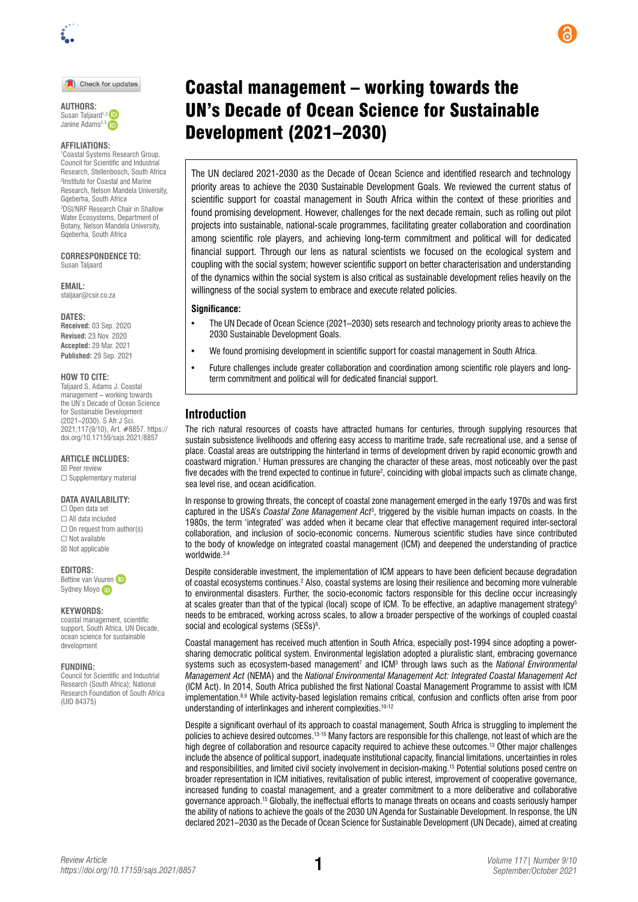# Coastal management – working towards the UN's Decade of Ocean Science for Sustainable Development (2021–2030)

**AUTHORS:**
Susan Taljaard[1,2]
Janine Adams[2,3]

**AFFILIATIONS:**
[1]Coastal Systems Research Group, Council for Scientific and Industrial Research, Stellenbosch, South Africa
[2]Institute for Coastal and Marine Research, Nelson Mandela University, Gqeberha, South Africa
[3]DSI/NRF Research Chair in Shallow Water Ecosystems, Department of Botany, Nelson Mandela University, Gqeberha, South Africa

**CORRESPONDENCE TO:**
Susan Taljaard

**EMAIL:**
staljaar@csir.co.za

**DATES:**
**Received:** 03 Sep. 2020
**Revised:** 23 Nov. 2020
**Accepted:** 29 Mar. 2021
**Published:** 29 Sep. 2021

**HOW TO CITE:**
Taljaard S, Adams J. Coastal management – working towards the UN's Decade of Ocean Science for Sustainable Development (2021–2030). S Afr J Sci. 2021;117(9/10), Art. #8857. https://doi.org/10.17159/sajs.2021/8857

**ARTICLE INCLUDES:**
☒ Peer review
☐ Supplementary material

**DATA AVAILABILITY:**
☐ Open data set
☐ All data included
☐ On request from author(s)
☐ Not available
☒ Not applicable

**EDITORS:**
Bettine van Vuuren
Sydney Moyo

**KEYWORDS:**
coastal management, scientific support, South Africa, UN Decade, ocean science for sustainable development

**FUNDING:**
Council for Scientific and Industrial Research (South Africa); National Research Foundation of South Africa (UID 84375)

The UN declared 2021-2030 as the Decade of Ocean Science and identified research and technology priority areas to achieve the 2030 Sustainable Development Goals. We reviewed the current status of scientific support for coastal management in South Africa within the context of these priorities and found promising development. However, challenges for the next decade remain, such as rolling out pilot projects into sustainable, national-scale programmes, facilitating greater collaboration and coordination among scientific role players, and achieving long-term commitment and political will for dedicated financial support. Through our lens as natural scientists we focused on the ecological system and coupling with the social system; however scientific support on better characterisation and understanding of the dynamics within the social system is also critical as sustainable development relies heavily on the willingness of the social system to embrace and execute related policies.

**Significance:**

- The UN Decade of Ocean Science (2021–2030) sets research and technology priority areas to achieve the 2030 Sustainable Development Goals.
- We found promising development in scientific support for coastal management in South Africa.
- Future challenges include greater collaboration and coordination among scientific role players and long-term commitment and political will for dedicated financial support.

## Introduction

The rich natural resources of coasts have attracted humans for centuries, through supplying resources that sustain subsistence livelihoods and offering easy access to maritime trade, safe recreational use, and a sense of place. Coastal areas are outstripping the hinterland in terms of development driven by rapid economic growth and coastward migration.[1] Human pressures are changing the character of these areas, most noticeably over the past five decades with the trend expected to continue in future[2], coinciding with global impacts such as climate change, sea level rise, and ocean acidification.

In response to growing threats, the concept of coastal zone management emerged in the early 1970s and was first captured in the USA's *Coastal Zone Management Act*[3], triggered by the visible human impacts on coasts. In the 1980s, the term 'integrated' was added when it became clear that effective management required inter-sectoral collaboration, and inclusion of socio-economic concerns. Numerous scientific studies have since contributed to the body of knowledge on integrated coastal management (ICM) and deepened the understanding of practice worldwide.[3,4]

Despite considerable investment, the implementation of ICM appears to have been deficient because degradation of coastal ecosystems continues.[2] Also, coastal systems are losing their resilience and becoming more vulnerable to environmental disasters. Further, the socio-economic factors responsible for this decline occur increasingly at scales greater than that of the typical (local) scope of ICM. To be effective, an adaptive management strategy[5] needs to be embraced, working across scales, to allow a broader perspective of the workings of coupled coastal social and ecological systems (SESs)[6].

Coastal management has received much attention in South Africa, especially post-1994 since adopting a power-sharing democratic political system. Environmental legislation adopted a pluralistic slant, embracing governance systems such as ecosystem-based management[7] and ICM[3] through laws such as the *National Environmental Management Act* (NEMA) and the *National Environmental Management Act: Integrated Coastal Management Act* (ICM Act). In 2014, South Africa published the first National Coastal Management Programme to assist with ICM implementation.[8,9] While activity-based legislation remains critical, confusion and conflicts often arise from poor understanding of interlinkages and inherent complexities.[10-12]

Despite a significant overhaul of its approach to coastal management, South Africa is struggling to implement the policies to achieve desired outcomes.[13-15] Many factors are responsible for this challenge, not least of which are the high degree of collaboration and resource capacity required to achieve these outcomes.[13] Other major challenges include the absence of political support, inadequate institutional capacity, financial limitations, uncertainties in roles and responsibilities, and limited civil society involvement in decision-making.[15] Potential solutions posed centre on broader representation in ICM initiatives, revitalisation of public interest, improvement of cooperative governance, increased funding to coastal management, and a greater commitment to a more deliberative and collaborative governance approach.[15] Globally, the ineffectual efforts to manage threats on oceans and coasts seriously hamper the ability of nations to achieve the goals of the 2030 UN Agenda for Sustainable Development. In response, the UN declared 2021–2030 as the Decade of Ocean Science for Sustainable Development (UN Decade), aimed at creating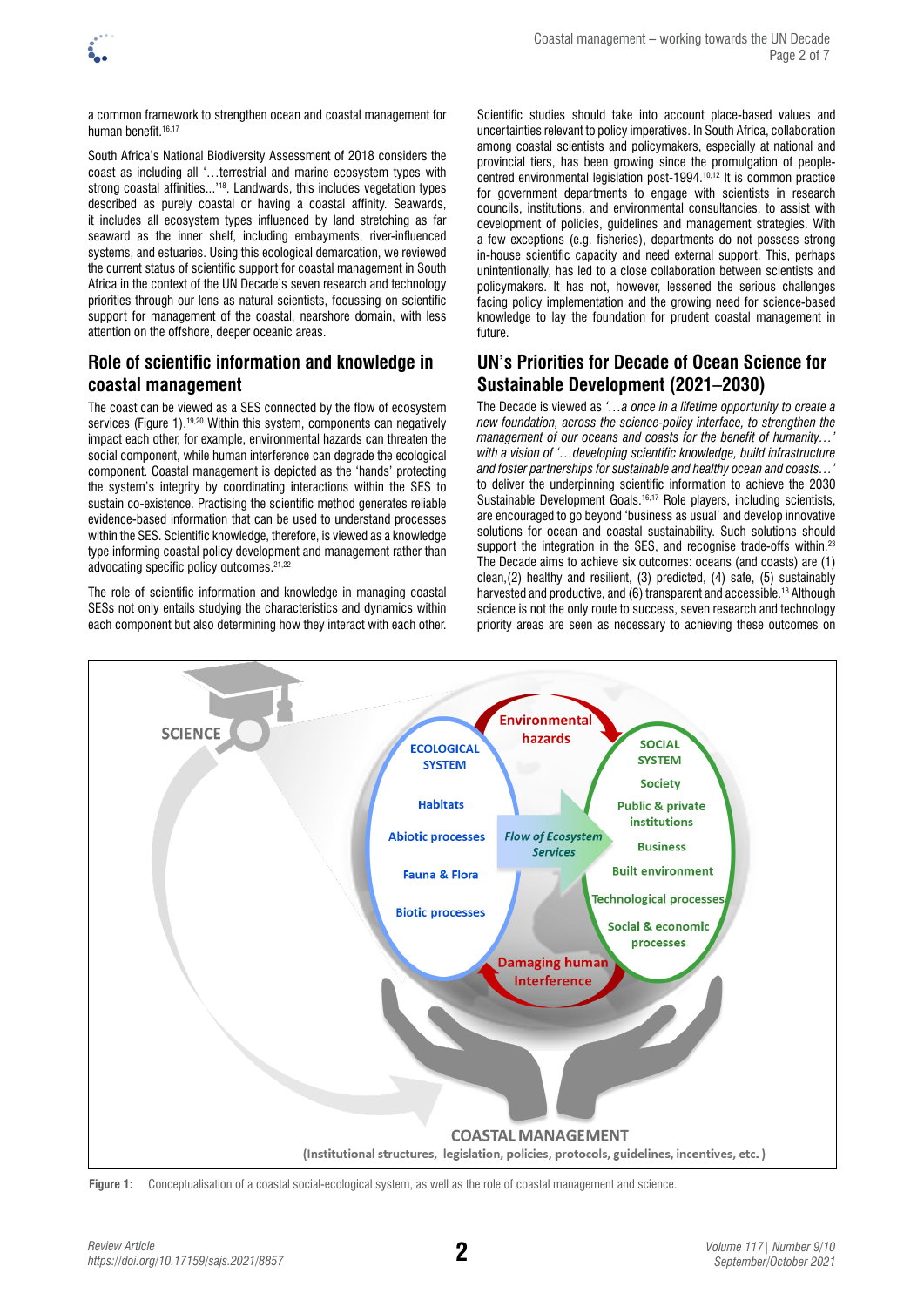a common framework to strengthen ocean and coastal management for human benefit.[16,17]

South Africa's National Biodiversity Assessment of 2018 considers the coast as including all '…terrestrial and marine ecosystem types with strong coastal affinities...'[18]. Landwards, this includes vegetation types described as purely coastal or having a coastal affinity. Seawards, it includes all ecosystem types influenced by land stretching as far seaward as the inner shelf, including embayments, river-influenced systems, and estuaries. Using this ecological demarcation, we reviewed the current status of scientific support for coastal management in South Africa in the context of the UN Decade's seven research and technology priorities through our lens as natural scientists, focussing on scientific support for management of the coastal, nearshore domain, with less attention on the offshore, deeper oceanic areas.

## Role of scientific information and knowledge in coastal management

The coast can be viewed as a SES connected by the flow of ecosystem services (Figure 1).[19,20] Within this system, components can negatively impact each other, for example, environmental hazards can threaten the social component, while human interference can degrade the ecological component. Coastal management is depicted as the 'hands' protecting the system's integrity by coordinating interactions within the SES to sustain co-existence. Practising the scientific method generates reliable evidence-based information that can be used to understand processes within the SES. Scientific knowledge, therefore, is viewed as a knowledge type informing coastal policy development and management rather than advocating specific policy outcomes.[21,22]

The role of scientific information and knowledge in managing coastal SESs not only entails studying the characteristics and dynamics within each component but also determining how they interact with each other. Scientific studies should take into account place-based values and uncertainties relevant to policy imperatives. In South Africa, collaboration among coastal scientists and policymakers, especially at national and provincial tiers, has been growing since the promulgation of people-centred environmental legislation post-1994.[10,12] It is common practice for government departments to engage with scientists in research councils, institutions, and environmental consultancies, to assist with development of policies, guidelines and management strategies. With a few exceptions (e.g. fisheries), departments do not possess strong in-house scientific capacity and need external support. This, perhaps unintentionally, has led to a close collaboration between scientists and policymakers. It has not, however, lessened the serious challenges facing policy implementation and the growing need for science-based knowledge to lay the foundation for prudent coastal management in future.

## UN's Priorities for Decade of Ocean Science for Sustainable Development (2021–2030)

The Decade is viewed as *'…a once in a lifetime opportunity to create a new foundation, across the science-policy interface, to strengthen the management of our oceans and coasts for the benefit of humanity…'* with a vision of *'…developing scientific knowledge, build infrastructure and foster partnerships for sustainable and healthy ocean and coasts…'* to deliver the underpinning scientific information to achieve the 2030 Sustainable Development Goals.[16,17] Role players, including scientists, are encouraged to go beyond 'business as usual' and develop innovative solutions for ocean and coastal sustainability. Such solutions should support the integration in the SES, and recognise trade-offs within.[23] The Decade aims to achieve six outcomes: oceans (and coasts) are (1) clean,(2) healthy and resilient, (3) predicted, (4) safe, (5) sustainably harvested and productive, and (6) transparent and accessible.[18] Although science is not the only route to success, seven research and technology priority areas are seen as necessary to achieving these outcomes on

**Figure 1:** Conceptualisation of a coastal social-ecological system, as well as the role of coastal management and science.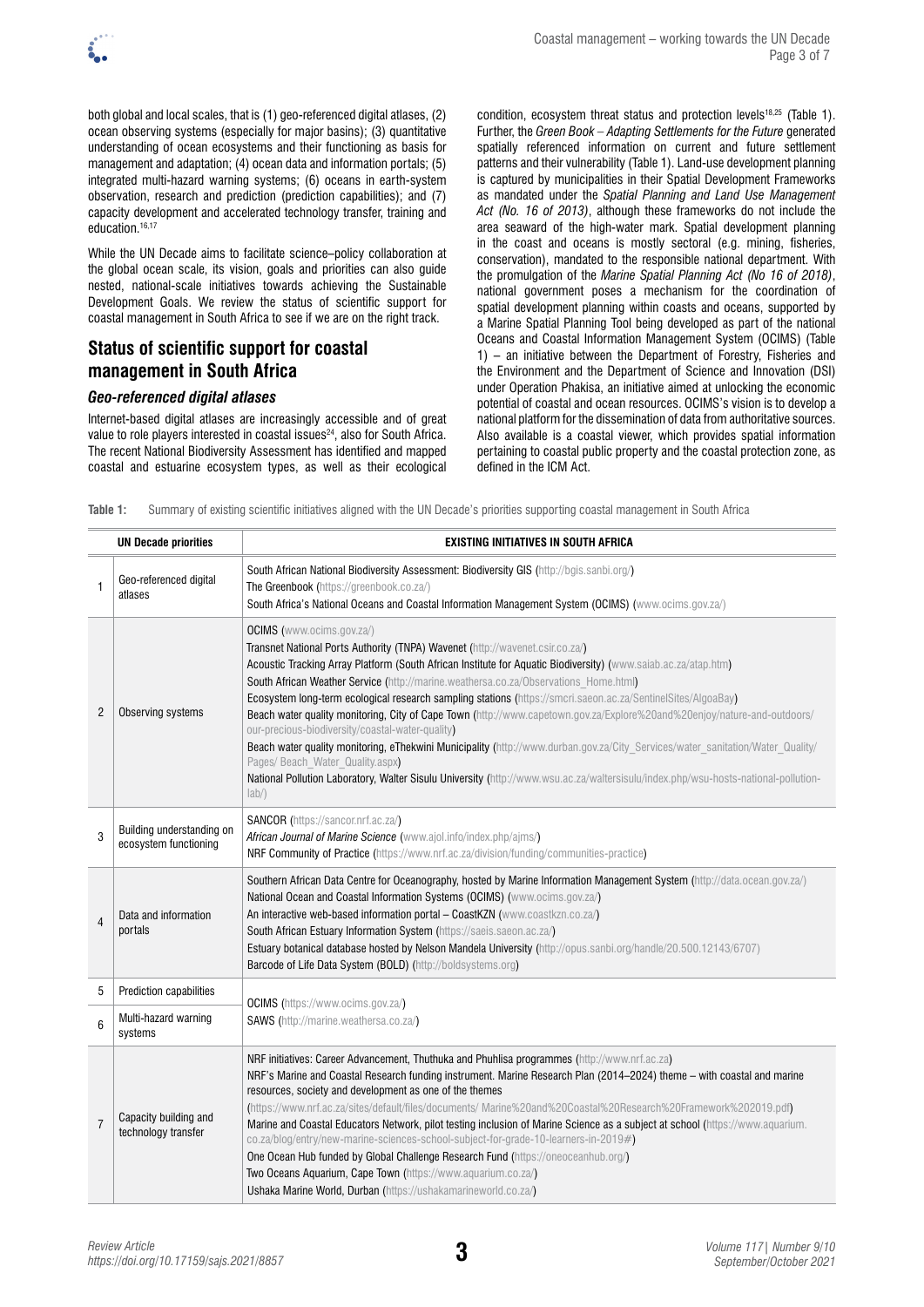both global and local scales, that is (1) geo-referenced digital atlases, (2) ocean observing systems (especially for major basins); (3) quantitative understanding of ocean ecosystems and their functioning as basis for management and adaptation; (4) ocean data and information portals; (5) integrated multi-hazard warning systems; (6) oceans in earth-system observation, research and prediction (prediction capabilities); and (7) capacity development and accelerated technology transfer, training and education.[16,17]

While the UN Decade aims to facilitate science–policy collaboration at the global ocean scale, its vision, goals and priorities can also guide nested, national-scale initiatives towards achieving the Sustainable Development Goals. We review the status of scientific support for coastal management in South Africa to see if we are on the right track.

## Status of scientific support for coastal management in South Africa

### *Geo-referenced digital atlases*

Internet-based digital atlases are increasingly accessible and of great value to role players interested in coastal issues[24], also for South Africa. The recent National Biodiversity Assessment has identified and mapped coastal and estuarine ecosystem types, as well as their ecological condition, ecosystem threat status and protection levels[18,25] (Table 1). Further, the *Green Book – Adapting Settlements for the Future* generated spatially referenced information on current and future settlement patterns and their vulnerability (Table 1). Land-use development planning is captured by municipalities in their Spatial Development Frameworks as mandated under the *Spatial Planning and Land Use Management Act (No. 16 of 2013)*, although these frameworks do not include the area seaward of the high-water mark. Spatial development planning in the coast and oceans is mostly sectoral (e.g. mining, fisheries, conservation), mandated to the responsible national department. With the promulgation of the *Marine Spatial Planning Act (No 16 of 2018)*, national government poses a mechanism for the coordination of spatial development planning within coasts and oceans, supported by a Marine Spatial Planning Tool being developed as part of the national Oceans and Coastal Information Management System (OCIMS) (Table 1) – an initiative between the Department of Forestry, Fisheries and the Environment and the Department of Science and Innovation (DSI) under Operation Phakisa, an initiative aimed at unlocking the economic potential of coastal and ocean resources. OCIMS's vision is to develop a national platform for the dissemination of data from authoritative sources. Also available is a coastal viewer, which provides spatial information pertaining to coastal public property and the coastal protection zone, as defined in the ICM Act.

**Table 1:** Summary of existing scientific initiatives aligned with the UN Decade's priorities supporting coastal management in South Africa

| | UN Decade priorities | EXISTING INITIATIVES IN SOUTH AFRICA |
|---|---|---|
| 1 | Geo-referenced digital atlases | South African National Biodiversity Assessment: Biodiversity GIS (http://bgis.sanbi.org/)<br>The Greenbook (https://greenbook.co.za/)<br>South Africa's National Oceans and Coastal Information Management System (OCIMS) (www.ocims.gov.za/) |
| 2 | Observing systems | OCIMS (www.ocims.gov.za/)<br>Transnet National Ports Authority (TNPA) Wavenet (http://wavenet.csir.co.za/)<br>Acoustic Tracking Array Platform (South African Institute for Aquatic Biodiversity) (www.saiab.ac.za/atap.htm)<br>South African Weather Service (http://marine.weathersa.co.za/Observations_Home.html)<br>Ecosystem long-term ecological research sampling stations (https://smcri.saeon.ac.za/SentinelSites/AlgoaBay)<br>Beach water quality monitoring, City of Cape Town (http://www.capetown.gov.za/Explore%20and%20enjoy/nature-and-outdoors/our-precious-biodiversity/coastal-water-quality)<br>Beach water quality monitoring, eThekwini Municipality (http://www.durban.gov.za/City_Services/water_sanitation/Water_Quality/Pages/ Beach_Water_Quality.aspx)<br>National Pollution Laboratory, Walter Sisulu University (http://www.wsu.ac.za/waltersisulu/index.php/wsu-hosts-national-pollution-lab/) |
| 3 | Building understanding on ecosystem functioning | SANCOR (https://sancor.nrf.ac.za/)<br>*African Journal of Marine Science* (www.ajol.info/index.php/ajms/)<br>NRF Community of Practice (https://www.nrf.ac.za/division/funding/communities-practice) |
| 4 | Data and information portals | Southern African Data Centre for Oceanography, hosted by Marine Information Management System (http://data.ocean.gov.za/)<br>National Ocean and Coastal Information Systems (OCIMS) (www.ocims.gov.za/)<br>An interactive web-based information portal – CoastKZN (www.coastkzn.co.za/)<br>South African Estuary Information System (https://saeis.saeon.ac.za/)<br>Estuary botanical database hosted by Nelson Mandela University (http://opus.sanbi.org/handle/20.500.12143/6707)<br>Barcode of Life Data System (BOLD) (http://boldsystems.org) |
| 5 | Prediction capabilities | OCIMS (https://www.ocims.gov.za/)<br>SAWS (http://marine.weathersa.co.za/) |
| 6 | Multi-hazard warning systems | |
| 7 | Capacity building and technology transfer | NRF initiatives: Career Advancement, Thuthuka and Phuhlisa programmes (http://www.nrf.ac.za)<br>NRF's Marine and Coastal Research funding instrument. Marine Research Plan (2014–2024) theme – with coastal and marine resources, society and development as one of the themes (https://www.nrf.ac.za/sites/default/files/documents/ Marine%20and%20Coastal%20Research%20Framework%202019.pdf)<br>Marine and Coastal Educators Network, pilot testing inclusion of Marine Science as a subject at school (https://www.aquarium.co.za/blog/entry/new-marine-sciences-school-subject-for-grade-10-learners-in-2019#)<br>One Ocean Hub funded by Global Challenge Research Fund (https://oneoceanhub.org/)<br>Two Oceans Aquarium, Cape Town (https://www.aquarium.co.za/)<br>Ushaka Marine World, Durban (https://ushakamarineworld.co.za/) |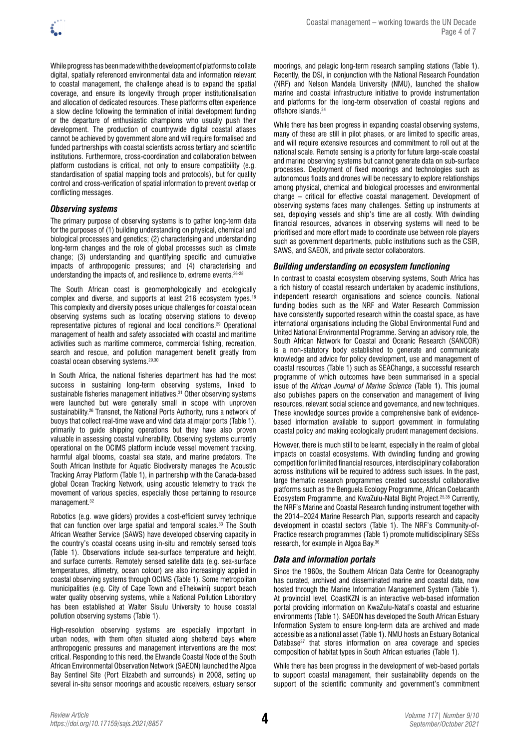While progress has been made with the development of platforms to collate digital, spatially referenced environmental data and information relevant to coastal management, the challenge ahead is to expand the spatial coverage, and ensure its longevity through proper institutionalisation and allocation of dedicated resources. These platforms often experience a slow decline following the termination of initial development funding or the departure of enthusiastic champions who usually push their development. The production of countrywide digital coastal atlases cannot be achieved by government alone and will require formalised and funded partnerships with coastal scientists across tertiary and scientific institutions. Furthermore, cross-coordination and collaboration between platform custodians is critical, not only to ensure compatibility (e.g. standardisation of spatial mapping tools and protocols), but for quality control and cross-verification of spatial information to prevent overlap or conflicting messages.

### *Observing systems*

The primary purpose of observing systems is to gather long-term data for the purposes of (1) building understanding on physical, chemical and biological processes and genetics; (2) characterising and understanding long-term changes and the role of global processes such as climate change; (3) understanding and quantifying specific and cumulative impacts of anthropogenic pressures; and (4) characterising and understanding the impacts of, and resilience to, extreme events.[26-28]

The South African coast is geomorphologically and ecologically complex and diverse, and supports at least 216 ecosystem types.[18] This complexity and diversity poses unique challenges for coastal ocean observing systems such as locating observing stations to develop representative pictures of regional and local conditions.[29] Operational management of health and safety associated with coastal and maritime activities such as maritime commerce, commercial fishing, recreation, search and rescue, and pollution management benefit greatly from coastal ocean observing systems.[29,30]

In South Africa, the national fisheries department has had the most success in sustaining long-term observing systems, linked to sustainable fisheries management initiatives.[31] Other observing systems were launched but were generally small in scope with unproven sustainability.[26] Transnet, the National Ports Authority, runs a network of buoys that collect real-time wave and wind data at major ports (Table 1), primarily to guide shipping operations but they have also proven valuable in assessing coastal vulnerability. Observing systems currently operational on the OCIMS platform include vessel movement tracking, harmful algal blooms, coastal sea state, and marine predators. The South African Institute for Aquatic Biodiversity manages the Acoustic Tracking Array Platform (Table 1), in partnership with the Canada-based global Ocean Tracking Network, using acoustic telemetry to track the movement of various species, especially those pertaining to resource management.[32]

Robotics (e.g. wave gliders) provides a cost-efficient survey technique that can function over large spatial and temporal scales.[33] The South African Weather Service (SAWS) have developed observing capacity in the country's coastal oceans using in-situ and remotely sensed tools (Table 1). Observations include sea-surface temperature and height, and surface currents. Remotely sensed satellite data (e.g. sea-surface temperatures, altimetry, ocean colour) are also increasingly applied in coastal observing systems through OCIMS (Table 1). Some metropolitan municipalities (e.g. City of Cape Town and eThekwini) support beach water quality observing systems, while a National Pollution Laboratory has been established at Walter Sisulu University to house coastal pollution observing systems (Table 1).

High-resolution observing systems are especially important in urban nodes, with them often situated along sheltered bays where anthropogenic pressures and management interventions are the most critical. Responding to this need, the Elwandle Coastal Node of the South African Environmental Observation Network (SAEON) launched the Algoa Bay Sentinel Site (Port Elizabeth and surrounds) in 2008, setting up several in-situ sensor moorings and acoustic receivers, estuary sensor moorings, and pelagic long-term research sampling stations (Table 1). Recently, the DSI, in conjunction with the National Research Foundation (NRF) and Nelson Mandela University (NMU), launched the shallow marine and coastal infrastructure initiative to provide instrumentation and platforms for the long-term observation of coastal regions and offshore islands.[34]

While there has been progress in expanding coastal observing systems, many of these are still in pilot phases, or are limited to specific areas, and will require extensive resources and commitment to roll out at the national scale. Remote sensing is a priority for future large-scale coastal and marine observing systems but cannot generate data on sub-surface processes. Deployment of fixed moorings and technologies such as autonomous floats and drones will be necessary to explore relationships among physical, chemical and biological processes and environmental change – critical for effective coastal management. Development of observing systems faces many challenges. Setting up instruments at sea, deploying vessels and ship's time are all costly. With dwindling financial resources, advances in observing systems will need to be prioritised and more effort made to coordinate use between role players such as government departments, public institutions such as the CSIR, SAWS, and SAEON, and private sector collaborators.

### *Building understanding on ecosystem functioning*

In contrast to coastal ecosystem observing systems, South Africa has a rich history of coastal research undertaken by academic institutions, independent research organisations and science councils. National funding bodies such as the NRF and Water Research Commission have consistently supported research within the coastal space, as have international organisations including the Global Environmental Fund and United National Environmental Programme. Serving an advisory role, the South African Network for Coastal and Oceanic Research (SANCOR) is a non-statutory body established to generate and communicate knowledge and advice for policy development, use and management of coastal resources (Table 1) such as SEAChange, a successful research programme of which outcomes have been summarised in a special issue of the *African Journal of Marine Science* (Table 1). This journal also publishes papers on the conservation and management of living resources, relevant social science and governance, and new techniques. These knowledge sources provide a comprehensive bank of evidence-based information available to support government in formulating coastal policy and making ecologically prudent management decisions.

However, there is much still to be learnt, especially in the realm of global impacts on coastal ecosystems. With dwindling funding and growing competition for limited financial resources, interdisciplinary collaboration across institutions will be required to address such issues. In the past, large thematic research programmes created successful collaborative platforms such as the Benguela Ecology Programme, African Coelacanth Ecosystem Programme, and KwaZulu-Natal Bight Project.[25,35] Currently, the NRF's Marine and Coastal Research funding instrument together with the 2014–2024 Marine Research Plan, supports research and capacity development in coastal sectors (Table 1). The NRF's Community-of-Practice research programmes (Table 1) promote multidisciplinary SESs research, for example in Algoa Bay.[36]

### *Data and information portals*

Since the 1960s, the Southern African Data Centre for Oceanography has curated, archived and disseminated marine and coastal data, now hosted through the Marine Information Management System (Table 1). At provincial level, CoastKZN is an interactive web-based information portal providing information on KwaZulu-Natal's coastal and estuarine environments (Table 1). SAEON has developed the South African Estuary Information System to ensure long-term data are archived and made accessible as a national asset (Table 1). NMU hosts an Estuary Botanical Database[37] that stores information on area coverage and species composition of habitat types in South African estuaries (Table 1).

While there has been progress in the development of web-based portals to support coastal management, their sustainability depends on the support of the scientific community and government's commitment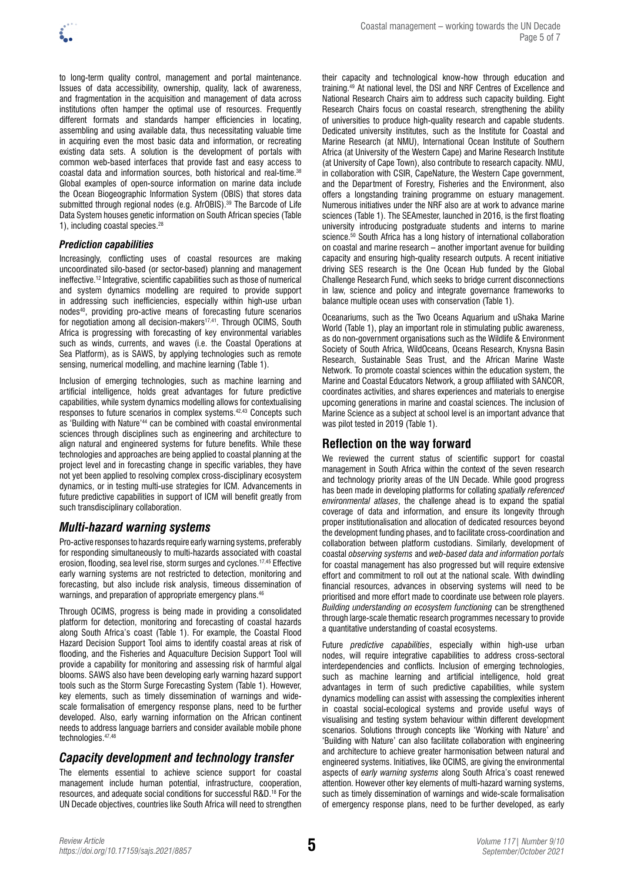to long-term quality control, management and portal maintenance. Issues of data accessibility, ownership, quality, lack of awareness, and fragmentation in the acquisition and management of data across institutions often hamper the optimal use of resources. Frequently different formats and standards hamper efficiencies in locating, assembling and using available data, thus necessitating valuable time in acquiring even the most basic data and information, or recreating existing data sets. A solution is the development of portals with common web-based interfaces that provide fast and easy access to coastal data and information sources, both historical and real-time.[38] Global examples of open-source information on marine data include the Ocean Biogeographic Information System (OBIS) that stores data submitted through regional nodes (e.g. AfrOBIS).[39] The Barcode of Life Data System houses genetic information on South African species (Table 1), including coastal species.[28]

### *Prediction capabilities*

Increasingly, conflicting uses of coastal resources are making uncoordinated silo-based (or sector-based) planning and management ineffective.[12] Integrative, scientific capabilities such as those of numerical and system dynamics modelling are required to provide support in addressing such inefficiencies, especially within high-use urban nodes[40], providing pro-active means of forecasting future scenarios for negotiation among all decision-makers[17,41]. Through OCIMS, South Africa is progressing with forecasting of key environmental variables such as winds, currents, and waves (i.e. the Coastal Operations at Sea Platform), as is SAWS, by applying technologies such as remote sensing, numerical modelling, and machine learning (Table 1).

Inclusion of emerging technologies, such as machine learning and artificial intelligence, holds great advantages for future predictive capabilities, while system dynamics modelling allows for contextualising responses to future scenarios in complex systems.[42,43] Concepts such as 'Building with Nature'[44] can be combined with coastal environmental sciences through disciplines such as engineering and architecture to align natural and engineered systems for future benefits. While these technologies and approaches are being applied to coastal planning at the project level and in forecasting change in specific variables, they have not yet been applied to resolving complex cross-disciplinary ecosystem dynamics, or in testing multi-use strategies for ICM. Advancements in future predictive capabilities in support of ICM will benefit greatly from such transdisciplinary collaboration.

## *Multi-hazard warning systems*

Pro-active responses to hazards require early warning systems, preferably for responding simultaneously to multi-hazards associated with coastal erosion, flooding, sea level rise, storm surges and cyclones.[17,45] Effective early warning systems are not restricted to detection, monitoring and forecasting, but also include risk analysis, timeous dissemination of warnings, and preparation of appropriate emergency plans.[46]

Through OCIMS, progress is being made in providing a consolidated platform for detection, monitoring and forecasting of coastal hazards along South Africa's coast (Table 1). For example, the Coastal Flood Hazard Decision Support Tool aims to identify coastal areas at risk of flooding, and the Fisheries and Aquaculture Decision Support Tool will provide a capability for monitoring and assessing risk of harmful algal blooms. SAWS also have been developing early warning hazard support tools such as the Storm Surge Forecasting System (Table 1). However, key elements, such as timely dissemination of warnings and wide-scale formalisation of emergency response plans, need to be further developed. Also, early warning information on the African continent needs to address language barriers and consider available mobile phone technologies.[47,48]

## *Capacity development and technology transfer*

The elements essential to achieve science support for coastal management include human potential, infrastructure, cooperation, resources, and adequate social conditions for successful R&D.[18] For the UN Decade objectives, countries like South Africa will need to strengthen their capacity and technological know-how through education and training.[49] At national level, the DSI and NRF Centres of Excellence and National Research Chairs aim to address such capacity building. Eight Research Chairs focus on coastal research, strengthening the ability of universities to produce high-quality research and capable students. Dedicated university institutes, such as the Institute for Coastal and Marine Research (at NMU), International Ocean Institute of Southern Africa (at University of the Western Cape) and Marine Research Institute (at University of Cape Town), also contribute to research capacity. NMU, in collaboration with CSIR, CapeNature, the Western Cape government, and the Department of Forestry, Fisheries and the Environment, also offers a longstanding training programme on estuary management. Numerous initiatives under the NRF also are at work to advance marine sciences (Table 1). The SEAmester, launched in 2016, is the first floating university introducing postgraduate students and interns to marine science.[50] South Africa has a long history of international collaboration on coastal and marine research – another important avenue for building capacity and ensuring high-quality research outputs. A recent initiative driving SES research is the One Ocean Hub funded by the Global Challenge Research Fund, which seeks to bridge current disconnections in law, science and policy and integrate governance frameworks to balance multiple ocean uses with conservation (Table 1).

Oceanariums, such as the Two Oceans Aquarium and uShaka Marine World (Table 1), play an important role in stimulating public awareness, as do non-government organisations such as the Wildlife & Environment Society of South Africa, WildOceans, Oceans Research, Knysna Basin Research, Sustainable Seas Trust, and the African Marine Waste Network. To promote coastal sciences within the education system, the Marine and Coastal Educators Network, a group affiliated with SANCOR, coordinates activities, and shares experiences and materials to energise upcoming generations in marine and coastal sciences. The inclusion of Marine Science as a subject at school level is an important advance that was pilot tested in 2019 (Table 1).

## Reflection on the way forward

We reviewed the current status of scientific support for coastal management in South Africa within the context of the seven research and technology priority areas of the UN Decade. While good progress has been made in developing platforms for collating *spatially referenced environmental atlases*, the challenge ahead is to expand the spatial coverage of data and information, and ensure its longevity through proper institutionalisation and allocation of dedicated resources beyond the development funding phases, and to facilitate cross-coordination and collaboration between platform custodians. Similarly, development of coastal *observing systems* and *web-based data and information portals* for coastal management has also progressed but will require extensive effort and commitment to roll out at the national scale. With dwindling financial resources, advances in observing systems will need to be prioritised and more effort made to coordinate use between role players. *Building understanding on ecosystem functioning* can be strengthened through large-scale thematic research programmes necessary to provide a quantitative understanding of coastal ecosystems.

Future *predictive capabilities*, especially within high-use urban nodes, will require integrative capabilities to address cross-sectoral interdependencies and conflicts. Inclusion of emerging technologies, such as machine learning and artificial intelligence, hold great advantages in term of such predictive capabilities, while system dynamics modelling can assist with assessing the complexities inherent in coastal social-ecological systems and provide useful ways of visualising and testing system behaviour within different development scenarios. Solutions through concepts like 'Working with Nature' and 'Building with Nature' can also facilitate collaboration with engineering and architecture to achieve greater harmonisation between natural and engineered systems. Initiatives, like OCIMS, are giving the environmental aspects of *early warning systems* along South Africa's coast renewed attention. However other key elements of multi-hazard warning systems, such as timely dissemination of warnings and wide-scale formalisation of emergency response plans, need to be further developed, as early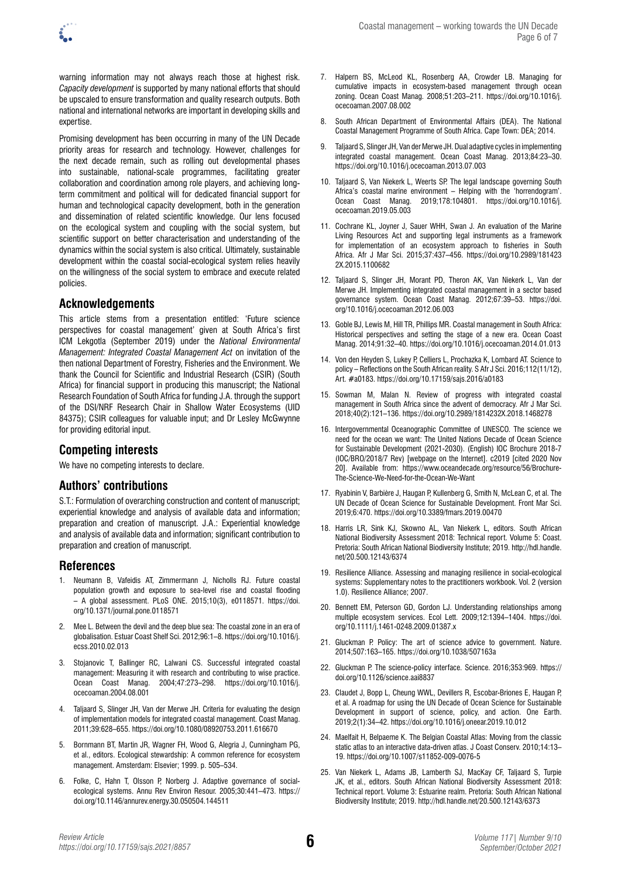warning information may not always reach those at highest risk. *Capacity development* is supported by many national efforts that should be upscaled to ensure transformation and quality research outputs. Both national and international networks are important in developing skills and expertise.

Promising development has been occurring in many of the UN Decade priority areas for research and technology. However, challenges for the next decade remain, such as rolling out developmental phases into sustainable, national-scale programmes, facilitating greater collaboration and coordination among role players, and achieving long-term commitment and political will for dedicated financial support for human and technological capacity development, both in the generation and dissemination of related scientific knowledge. Our lens focused on the ecological system and coupling with the social system, but scientific support on better characterisation and understanding of the dynamics within the social system is also critical. Ultimately, sustainable development within the coastal social-ecological system relies heavily on the willingness of the social system to embrace and execute related policies.

## Acknowledgements

This article stems from a presentation entitled: 'Future science perspectives for coastal management' given at South Africa's first ICM Lekgotla (September 2019) under the *National Environmental Management: Integrated Coastal Management Act* on invitation of the then national Department of Forestry, Fisheries and the Environment. We thank the Council for Scientific and Industrial Research (CSIR) (South Africa) for financial support in producing this manuscript; the National Research Foundation of South Africa for funding J.A. through the support of the DSI/NRF Research Chair in Shallow Water Ecosystems (UID 84375); CSIR colleagues for valuable input; and Dr Lesley McGwynne for providing editorial input.

## Competing interests

We have no competing interests to declare.

## Authors' contributions

S.T.: Formulation of overarching construction and content of manuscript; experiential knowledge and analysis of available data and information; preparation and creation of manuscript. J.A.: Experiential knowledge and analysis of available data and information; significant contribution to preparation and creation of manuscript.

## References

1. Neumann B, Vafeidis AT, Zimmermann J, Nicholls RJ. Future coastal population growth and exposure to sea-level rise and coastal flooding – A global assessment. PLoS ONE. 2015;10(3), e0118571. https://doi.org/10.1371/journal.pone.0118571
2. Mee L. Between the devil and the deep blue sea: The coastal zone in an era of globalisation. Estuar Coast Shelf Sci. 2012;96:1–8. https://doi.org/10.1016/j.ecss.2010.02.013
3. Stojanovic T, Ballinger RC, Lalwani CS. Successful integrated coastal management: Measuring it with research and contributing to wise practice. Ocean Coast Manag. 2004;47:273–298. https://doi.org/10.1016/j.ocecoaman.2004.08.001
4. Taljaard S, Slinger JH, Van der Merwe JH. Criteria for evaluating the design of implementation models for integrated coastal management. Coast Manag. 2011;39:628–655. https://doi.org/10.1080/08920753.2011.616670
5. Bornmann BT, Martin JR, Wagner FH, Wood G, Alegria J, Cunningham PG, et al., editors. Ecological stewardship: A common reference for ecosystem management. Amsterdam: Elsevier; 1999. p. 505–534.
6. Folke, C, Hahn T, Olsson P, Norberg J. Adaptive governance of social-ecological systems. Annu Rev Environ Resour. 2005;30:441–473. https://doi.org/10.1146/annurev.energy.30.050504.144511
7. Halpern BS, McLeod KL, Rosenberg AA, Crowder LB. Managing for cumulative impacts in ecosystem-based management through ocean zoning. Ocean Coast Manag. 2008;51:203–211. https://doi.org/10.1016/j.ocecoaman.2007.08.002
8. South African Department of Environmental Affairs (DEA). The National Coastal Management Programme of South Africa. Cape Town: DEA; 2014.
9. Taljaard S, Slinger JH, Van der Merwe JH. Dual adaptive cycles in implementing integrated coastal management. Ocean Coast Manag. 2013;84:23–30. https://doi.org/10.1016/j.ocecoaman.2013.07.003
10. Taljaard S, Van Niekerk L, Weerts SP. The legal landscape governing South Africa's coastal marine environment – Helping with the 'horrendogram'. Ocean Coast Manag. 2019;178:104801. https://doi.org/10.1016/j.ocecoaman.2019.05.003
11. Cochrane KL, Joyner J, Sauer WHH, Swan J. An evaluation of the Marine Living Resources Act and supporting legal instruments as a framework for implementation of an ecosystem approach to fisheries in South Africa. Afr J Mar Sci. 2015;37:437–456. https://doi.org/10.2989/1814232X.2015.1100682
12. Taljaard S, Slinger JH, Morant PD, Theron AK, Van Niekerk L, Van der Merwe JH. Implementing integrated coastal management in a sector based governance system. Ocean Coast Manag. 2012;67:39–53. https://doi.org/10.1016/j.ocecoaman.2012.06.003
13. Goble BJ, Lewis M, Hill TR, Phillips MR. Coastal management in South Africa: Historical perspectives and setting the stage of a new era. Ocean Coast Manag. 2014;91:32–40. https://doi.org/10.1016/j.ocecoaman.2014.01.013
14. Von den Heyden S, Lukey P, Celliers L, Prochazka K, Lombard AT. Science to policy – Reflections on the South African reality. S Afr J Sci. 2016;112(11/12), Art. #a0183. https://doi.org/10.17159/sajs.2016/a0183
15. Sowman M, Malan N. Review of progress with integrated coastal management in South Africa since the advent of democracy. Afr J Mar Sci. 2018;40(2):121–136. https://doi.org/10.2989/1814232X.2018.1468278
16. Intergovernmental Oceanographic Committee of UNESCO. The science we need for the ocean we want: The United Nations Decade of Ocean Science for Sustainable Development (2021-2030). (English) IOC Brochure 2018-7 (IOC/BRO/2018/7 Rev) [webpage on the Internet]. c2019 [cited 2020 Nov 20]. Available from: https://www.oceandecade.org/resource/56/Brochure-The-Science-We-Need-for-the-Ocean-We-Want
17. Ryabinin V, Barbière J, Haugan P, Kullenberg G, Smith N, McLean C, et al. The UN Decade of Ocean Science for Sustainable Development. Front Mar Sci. 2019;6:470. https://doi.org/10.3389/fmars.2019.00470
18. Harris LR, Sink KJ, Skowno AL, Van Niekerk L, editors. South African National Biodiversity Assessment 2018: Technical report. Volume 5: Coast. Pretoria: South African National Biodiversity Institute; 2019. http://hdl.handle.net/20.500.12143/6374
19. Resilience Alliance. Assessing and managing resilience in social-ecological systems: Supplementary notes to the practitioners workbook. Vol. 2 (version 1.0). Resilience Alliance; 2007.
20. Bennett EM, Peterson GD, Gordon LJ. Understanding relationships among multiple ecosystem services. Ecol Lett. 2009;12:1394–1404. https://doi.org/10.1111/j.1461-0248.2009.01387.x
21. Gluckman P. Policy: The art of science advice to government. Nature. 2014;507:163–165. https://doi.org/10.1038/507163a
22. Gluckman P. The science-policy interface. Science. 2016;353:969. https://doi.org/10.1126/science.aai8837
23. Claudet J, Bopp L, Cheung WWL, Devillers R, Escobar-Briones E, Haugan P, et al. A roadmap for using the UN Decade of Ocean Science for Sustainable Development in support of science, policy, and action. One Earth. 2019;2(1):34–42. https://doi.org/10.1016/j.oneear.2019.10.012
24. Maelfait H, Belpaeme K. The Belgian Coastal Atlas: Moving from the classic static atlas to an interactive data-driven atlas. J Coast Conserv. 2010;14:13–19. https://doi.org/10.1007/s11852-009-0076-5
25. Van Niekerk L, Adams JB, Lamberth SJ, MacKay CF, Taljaard S, Turpie JK, et al., editors. South African National Biodiversity Assessment 2018: Technical report. Volume 3: Estuarine realm. Pretoria: South African National Biodiversity Institute; 2019. http://hdl.handle.net/20.500.12143/6373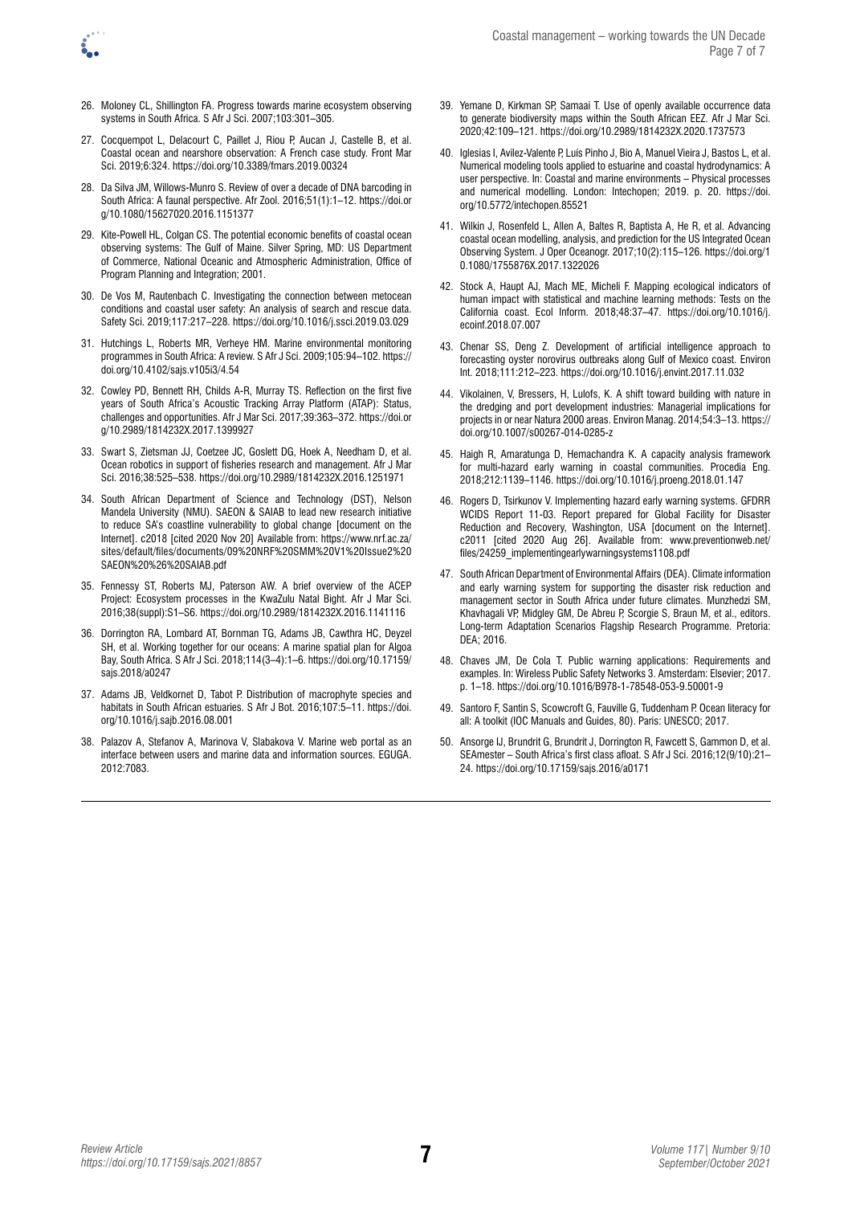26. Moloney CL, Shillington FA. Progress towards marine ecosystem observing systems in South Africa. S Afr J Sci. 2007;103:301–305.

27. Cocquempot L, Delacourt C, Paillet J, Riou P, Aucan J, Castelle B, et al. Coastal ocean and nearshore observation: A French case study. Front Mar Sci. 2019;6:324. https://doi.org/10.3389/fmars.2019.00324

28. Da Silva JM, Willows-Munro S. Review of over a decade of DNA barcoding in South Africa: A faunal perspective. Afr Zool. 2016;51(1):1–12. https://doi.org/10.1080/15627020.2016.1151377

29. Kite-Powell HL, Colgan CS. The potential economic benefits of coastal ocean observing systems: The Gulf of Maine. Silver Spring, MD: US Department of Commerce, National Oceanic and Atmospheric Administration, Office of Program Planning and Integration; 2001.

30. De Vos M, Rautenbach C. Investigating the connection between metocean conditions and coastal user safety: An analysis of search and rescue data. Safety Sci. 2019;117:217–228. https://doi.org/10.1016/j.ssci.2019.03.029

31. Hutchings L, Roberts MR, Verheye HM. Marine environmental monitoring programmes in South Africa: A review. S Afr J Sci. 2009;105:94–102. https://doi.org/10.4102/sajs.v105i3/4.54

32. Cowley PD, Bennett RH, Childs A-R, Murray TS. Reflection on the first five years of South Africa's Acoustic Tracking Array Platform (ATAP): Status, challenges and opportunities. Afr J Mar Sci. 2017;39:363–372. https://doi.org/10.2989/1814232X.2017.1399927

33. Swart S, Zietsman JJ, Coetzee JC, Goslett DG, Hoek A, Needham D, et al. Ocean robotics in support of fisheries research and management. Afr J Mar Sci. 2016;38:525–538. https://doi.org/10.2989/1814232X.2016.1251971

34. South African Department of Science and Technology (DST), Nelson Mandela University (NMU). SAEON & SAIAB to lead new research initiative to reduce SA's coastline vulnerability to global change [document on the Internet]. c2018 [cited 2020 Nov 20] Available from: https://www.nrf.ac.za/sites/default/files/documents/09%20NRF%20SMM%20V1%20Issue2%20SAEON%20%26%20SAIAB.pdf

35. Fennessy ST, Roberts MJ, Paterson AW. A brief overview of the ACEP Project: Ecosystem processes in the KwaZulu Natal Bight. Afr J Mar Sci. 2016;38(suppl):S1–S6. https://doi.org/10.2989/1814232X.2016.1141116

36. Dorrington RA, Lombard AT, Bornman TG, Adams JB, Cawthra HC, Deyzel SH, et al. Working together for our oceans: A marine spatial plan for Algoa Bay, South Africa. S Afr J Sci. 2018;114(3–4):1–6. https://doi.org/10.17159/sajs.2018/a0247

37. Adams JB, Veldkornet D, Tabot P. Distribution of macrophyte species and habitats in South African estuaries. S Afr J Bot. 2016;107:5–11. https://doi.org/10.1016/j.sajb.2016.08.001

38. Palazov A, Stefanov A, Marinova V, Slabakova V. Marine web portal as an interface between users and marine data and information sources. EGUGA. 2012:7083.

39. Yemane D, Kirkman SP, Samaai T. Use of openly available occurrence data to generate biodiversity maps within the South African EEZ. Afr J Mar Sci. 2020;42:109–121. https://doi.org/10.2989/1814232X.2020.1737573

40. Iglesias I, Avilez-Valente P, Luís Pinho J, Bio A, Manuel Vieira J, Bastos L, et al. Numerical modeling tools applied to estuarine and coastal hydrodynamics: A user perspective. In: Coastal and marine environments – Physical processes and numerical modelling. London: Intechopen; 2019. p. 20. https://doi.org/10.5772/intechopen.85521

41. Wilkin J, Rosenfeld L, Allen A, Baltes R, Baptista A, He R, et al. Advancing coastal ocean modelling, analysis, and prediction for the US Integrated Ocean Observing System. J Oper Oceanogr. 2017;10(2):115–126. https://doi.org/10.1080/1755876X.2017.1322026

42. Stock A, Haupt AJ, Mach ME, Micheli F. Mapping ecological indicators of human impact with statistical and machine learning methods: Tests on the California coast. Ecol Inform. 2018;48:37–47. https://doi.org/10.1016/j.ecoinf.2018.07.007

43. Chenar SS, Deng Z. Development of artificial intelligence approach to forecasting oyster norovirus outbreaks along Gulf of Mexico coast. Environ Int. 2018;111:212–223. https://doi.org/10.1016/j.envint.2017.11.032

44. Vikolainen, V, Bressers, H, Lulofs, K. A shift toward building with nature in the dredging and port development industries: Managerial implications for projects in or near Natura 2000 areas. Environ Manag. 2014;54:3–13. https://doi.org/10.1007/s00267-014-0285-z

45. Haigh R, Amaratunga D, Hemachandra K. A capacity analysis framework for multi-hazard early warning in coastal communities. Procedia Eng. 2018;212:1139–1146. https://doi.org/10.1016/j.proeng.2018.01.147

46. Rogers D, Tsirkunov V. Implementing hazard early warning systems. GFDRR WCIDS Report 11-03. Report prepared for Global Facility for Disaster Reduction and Recovery, Washington, USA [document on the Internet]. c2011 [cited 2020 Aug 26]. Available from: www.preventionweb.net/files/24259_implementingearlywarningsystems1108.pdf

47. South African Department of Environmental Affairs (DEA). Climate information and early warning system for supporting the disaster risk reduction and management sector in South Africa under future climates. Munzhedzi SM, Khavhagali VP, Midgley GM, De Abreu P, Scorgie S, Braun M, et al., editors. Long-term Adaptation Scenarios Flagship Research Programme. Pretoria: DEA; 2016.

48. Chaves JM, De Cola T. Public warning applications: Requirements and examples. In: Wireless Public Safety Networks 3. Amsterdam: Elsevier; 2017. p. 1–18. https://doi.org/10.1016/B978-1-78548-053-9.50001-9

49. Santoro F, Santin S, Scowcroft G, Fauville G, Tuddenham P. Ocean literacy for all: A toolkit (IOC Manuals and Guides, 80). Paris: UNESCO; 2017.

50. Ansorge IJ, Brundrit G, Brundrit J, Dorrington R, Fawcett S, Gammon D, et al. SEAmester – South Africa's first class afloat. S Afr J Sci. 2016;12(9/10):21–24. https://doi.org/10.17159/sajs.2016/a0171